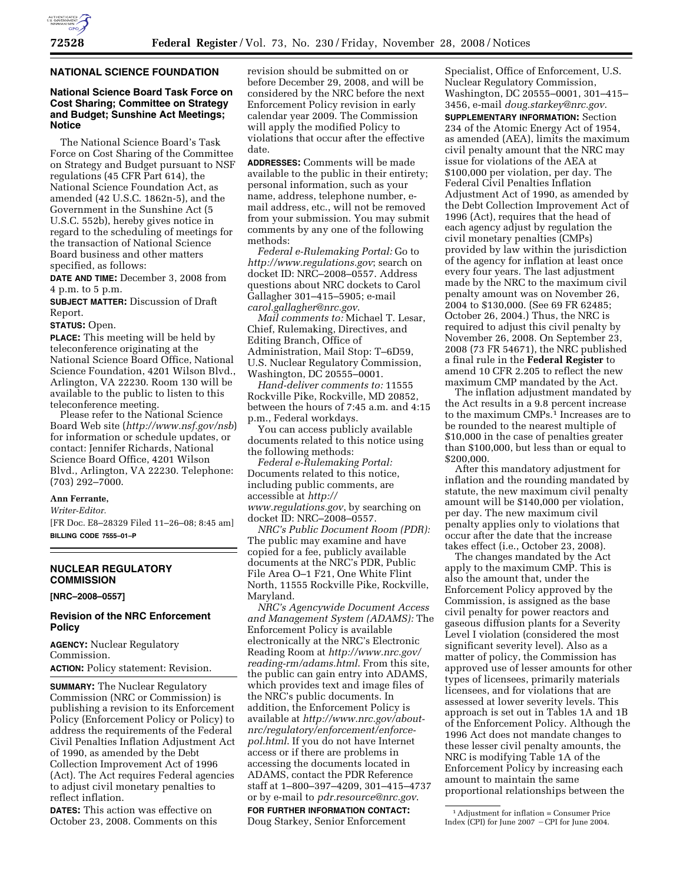## NATIONAL SCIENCE FOUNDATION

### National Science Board Task Force on Cost Sharing; Committee on Strategy and Budget; Sunshine Act Meetings; Notice

The National Science Board's Task Force on Cost Sharing of the Committee on Strategy and Budget pursuant to NSF regulations (45 CFR Part 614), the National Science Foundation Act, as amended (42 U.S.C. 1862n-5), and the Government in the Sunshine Act (5 U.S.C. 552b), hereby gives notice in regard to the scheduling of meetings for the transaction of National Science Board business and other matters specified, as follows:

**DATE AND TIME:** December 3, 2008 from 4 p.m. to 5 p.m.

**SUBJECT MATTER:** Discussion of Draft Report.

**STATUS:** Open.

**PLACE:** This meeting will be held by teleconference originating at the National Science Board Office, National Science Foundation, 4201 Wilson Blvd., Arlington, VA 22230. Room 130 will be available to the public to listen to this teleconference meeting.

Please refer to the National Science Board Web site (*http://www.nsf.gov/nsb*) for information or schedule updates, or contact: Jennifer Richards, National Science Board Office, 4201 Wilson Blvd., Arlington, VA 22230. Telephone: (703) 292–7000.

**Ann Ferrante,**

*Writer-Editor.*

[FR Doc. E8–28329 Filed 11–26–08; 8:45 am]

**BILLING CODE 7555–01–P**

## NUCLEAR REGULATORY COMMISSION

**[NRC–2008–0557]**

### Revision of the NRC Enforcement Policy

**AGENCY:** Nuclear Regulatory Commission.

**ACTION:** Policy statement: Revision.

**SUMMARY:** The Nuclear Regulatory Commission (NRC or Commission) is publishing a revision to its Enforcement Policy (Enforcement Policy or Policy) to address the requirements of the Federal Civil Penalties Inflation Adjustment Act of 1990, as amended by the Debt Collection Improvement Act of 1996 (Act). The Act requires Federal agencies to adjust civil monetary penalties to reflect inflation.

**DATES:** This action was effective on October 23, 2008. Comments on this revision should be submitted on or before December 29, 2008, and will be considered by the NRC before the next Enforcement Policy revision in early calendar year 2009. The Commission will apply the modified Policy to violations that occur after the effective date.

**ADDRESSES:** Comments will be made available to the public in their entirety; personal information, such as your name, address, telephone number, e-mail address, etc., will not be removed from your submission. You may submit comments by any one of the following methods:

*Federal e-Rulemaking Portal:* Go to *http://www.regulations.gov*; search on docket ID: NRC–2008–0557. Address questions about NRC dockets to Carol Gallagher 301–415–5905; e-mail *carol.gallagher@nrc.gov*.

*Mail comments to:* Michael T. Lesar, Chief, Rulemaking, Directives, and Editing Branch, Office of Administration, Mail Stop: T–6D59, U.S. Nuclear Regulatory Commission, Washington, DC 20555–0001.

*Hand-deliver comments to:* 11555 Rockville Pike, Rockville, MD 20852, between the hours of 7:45 a.m. and 4:15 p.m., Federal workdays.

You can access publicly available documents related to this notice using the following methods:

*Federal e-Rulemaking Portal:* Documents related to this notice, including public comments, are accessible at *http://www.regulations.gov*, by searching on docket ID: NRC–2008–0557.

*NRC's Public Document Room (PDR):* The public may examine and have copied for a fee, publicly available documents at the NRC's PDR, Public File Area O–1 F21, One White Flint North, 11555 Rockville Pike, Rockville, Maryland.

*NRC's Agencywide Document Access and Management System (ADAMS):* The Enforcement Policy is available electronically at the NRC's Electronic Reading Room at *http://www.nrc.gov/reading-rm/adams.html*. From this site, the public can gain entry into ADAMS, which provides text and image files of the NRC's public documents. In addition, the Enforcement Policy is available at *http://www.nrc.gov/about-nrc/regulatory/enforcement/enforce-pol.html*. If you do not have Internet access or if there are problems in accessing the documents located in ADAMS, contact the PDR Reference staff at 1–800–397–4209, 301–415–4737 or by e-mail to *pdr.resource@nrc.gov*.

**FOR FURTHER INFORMATION CONTACT:** Doug Starkey, Senior Enforcement Specialist, Office of Enforcement, U.S. Nuclear Regulatory Commission, Washington, DC 20555–0001, 301–415–3456, e-mail *doug.starkey@nrc.gov*.

**SUPPLEMENTARY INFORMATION:** Section 234 of the Atomic Energy Act of 1954, as amended (AEA), limits the maximum civil penalty amount that the NRC may issue for violations of the AEA at $100,000 per violation, per day. The Federal Civil Penalties Inflation Adjustment Act of 1990, as amended by the Debt Collection Improvement Act of 1996 (Act), requires that the head of each agency adjust by regulation the civil monetary penalties (CMPs) provided by law within the jurisdiction of the agency for inflation at least once every four years. The last adjustment made by the NRC to the maximum civil penalty amount was on November 26, 2004 to $130,000. (See 69 FR 62485; October 26, 2004.) Thus, the NRC is required to adjust this civil penalty by November 26, 2008. On September 23, 2008 (73 FR 54671), the NRC published a final rule in the **Federal Register** to amend 10 CFR 2.205 to reflect the new maximum CMP mandated by the Act.

The inflation adjustment mandated by the Act results in a 9.8 percent increase to the maximum CMPs.[1] Increases are to be rounded to the nearest multiple of $10,000 in the case of penalties greater than $100,000, but less than or equal to $200,000.

After this mandatory adjustment for inflation and the rounding mandated by statute, the new maximum civil penalty amount will be $140,000 per violation, per day. The new maximum civil penalty applies only to violations that occur after the date that the increase takes effect (i.e., October 23, 2008).

The changes mandated by the Act apply to the maximum CMP. This is also the amount that, under the Enforcement Policy approved by the Commission, is assigned as the base civil penalty for power reactors and gaseous diffusion plants for a Severity Level I violation (considered the most significant severity level). Also as a matter of policy, the Commission has approved use of lesser amounts for other types of licensees, primarily materials licensees, and for violations that are assessed at lower severity levels. This approach is set out in Tables 1A and 1B of the Enforcement Policy. Although the 1996 Act does not mandate changes to these lesser civil penalty amounts, the NRC is modifying Table 1A of the Enforcement Policy by increasing each amount to maintain the same proportional relationships between the

[1] Adjustment for inflation = Consumer Price Index (CPI) for June 2007 − CPI for June 2004.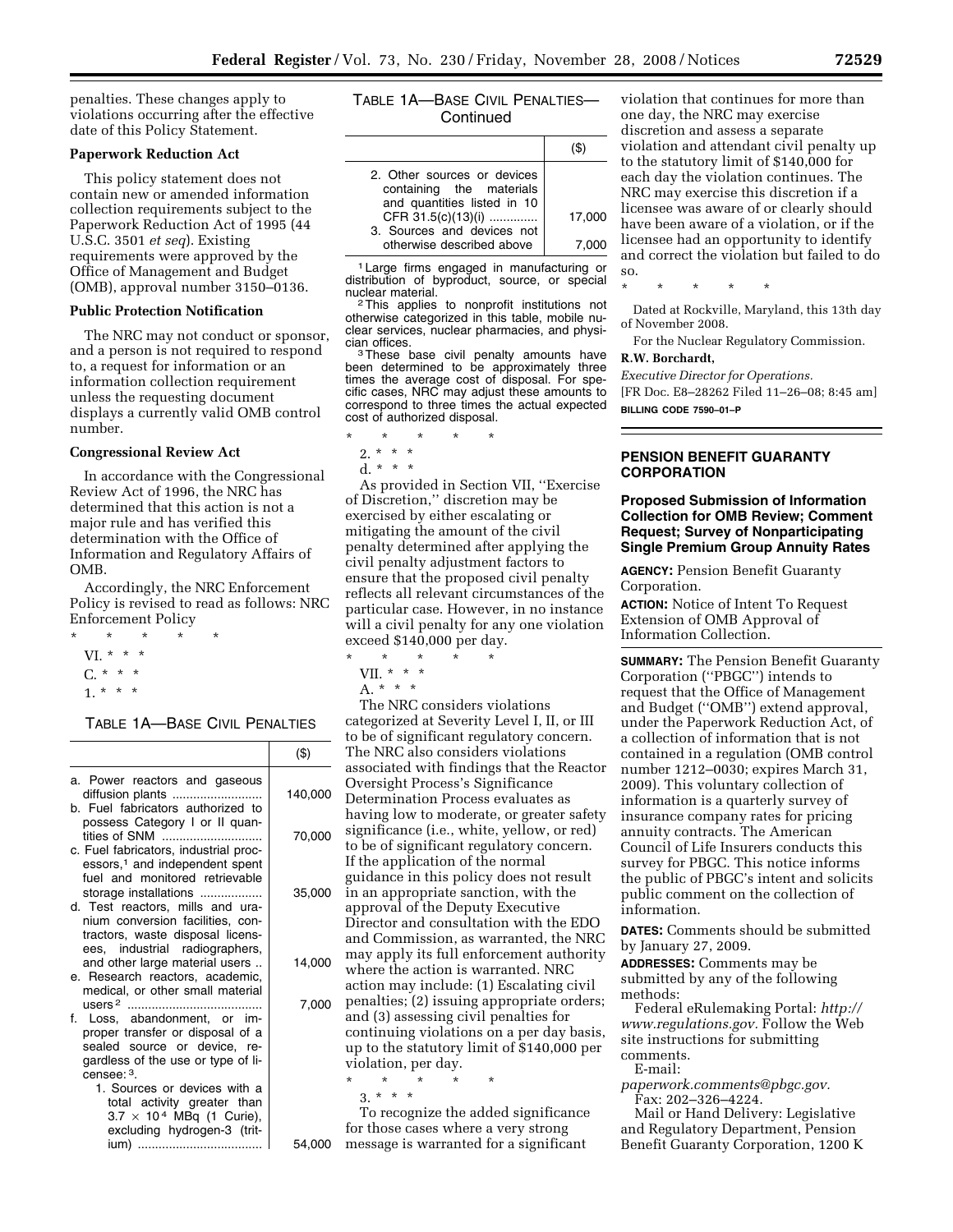penalties. These changes apply to violations occurring after the effective date of this Policy Statement.

**Paperwork Reduction Act**

This policy statement does not contain new or amended information collection requirements subject to the Paperwork Reduction Act of 1995 (44 U.S.C. 3501 *et seq*). Existing requirements were approved by the Office of Management and Budget (OMB), approval number 3150–0136.

**Public Protection Notification**

The NRC may not conduct or sponsor, and a person is not required to respond to, a request for information or an information collection requirement unless the requesting document displays a currently valid OMB control number.

**Congressional Review Act**

In accordance with the Congressional Review Act of 1996, the NRC has determined that this action is not a major rule and has verified this determination with the Office of Information and Regulatory Affairs of OMB.

Accordingly, the NRC Enforcement Policy is revised to read as follows: NRC Enforcement Policy

\* \* \* \* \*

VI. \* \* \*

C. \* \* \*

1. \* \* \*

TABLE 1A—BASE CIVIL PENALTIES

| | ($) |
|---|---|
| a. Power reactors and gaseous diffusion plants | 140,000 |
| b. Fuel fabricators authorized to possess Category I or II quantities of SNM | 70,000 |
| c. Fuel fabricators, industrial processors,[1] and independent spent fuel and monitored retrievable storage installations | 35,000 |
| d. Test reactors, mills and uranium conversion facilities, contractors, waste disposal licensees, industrial radiographers, and other large material users | 14,000 |
| e. Research reactors, academic, medical, or other small material users[2] | 7,000 |
| f. Loss, abandonment, or improper transfer or disposal of a sealed source or device, regardless of the use or type of licensee:[3]. | |
| 1. Sources or devices with a total activity greater than $3.7 \times 10^4$ MBq (1 Curie), excluding hydrogen-3 (tritium) | 54,000 |
| 2. Other sources or devices containing the materials and quantities listed in 10 CFR 31.5(c)(13)(i) | 17,000 |
| 3. Sources and devices not otherwise described above | 7,000 |

[1] Large firms engaged in manufacturing or distribution of byproduct, source, or special nuclear material.

[2] This applies to nonprofit institutions not otherwise categorized in this table, mobile nuclear services, nuclear pharmacies, and physician offices.

[3] These base civil penalty amounts have been determined to be approximately three times the average cost of disposal. For specific cases, NRC may adjust these amounts to correspond to three times the actual expected cost of authorized disposal.

\* \* \* \* \*

2. \* \* \*

d. \* \* \*

As provided in Section VII, ''Exercise of Discretion,'' discretion may be exercised by either escalating or mitigating the amount of the civil penalty determined after applying the civil penalty adjustment factors to ensure that the proposed civil penalty reflects all relevant circumstances of the particular case. However, in no instance will a civil penalty for any one violation exceed $140,000 per day.

\* \* \* \* \*

VII. \* \* \*

A. \* \* \*

The NRC considers violations categorized at Severity Level I, II, or III to be of significant regulatory concern. The NRC also considers violations associated with findings that the Reactor Oversight Process's Significance Determination Process evaluates as having low to moderate, or greater safety significance (i.e., white, yellow, or red) to be of significant regulatory concern. If the application of the normal guidance in this policy does not result in an appropriate sanction, with the approval of the Deputy Executive Director and consultation with the EDO and Commission, as warranted, the NRC may apply its full enforcement authority where the action is warranted. NRC action may include: (1) Escalating civil penalties; (2) issuing appropriate orders; and (3) assessing civil penalties for continuing violations on a per day basis, up to the statutory limit of $140,000 per violation, per day.

\* \* \* \* \*

3. \* \* \*

To recognize the added significance for those cases where a very strong message is warranted for a significant violation that continues for more than one day, the NRC may exercise discretion and assess a separate violation and attendant civil penalty up to the statutory limit of $140,000 for each day the violation continues. The NRC may exercise this discretion if a licensee was aware of or clearly should have been aware of a violation, or if the licensee had an opportunity to identify and correct the violation but failed to do so.

\* \* \* \* \*

Dated at Rockville, Maryland, this 13th day of November 2008.

For the Nuclear Regulatory Commission.

**R.W. Borchardt,**

*Executive Director for Operations.*

[FR Doc. E8–28262 Filed 11–26–08; 8:45 am]

**BILLING CODE 7590–01–P**

## PENSION BENEFIT GUARANTY CORPORATION

### Proposed Submission of Information Collection for OMB Review; Comment Request; Survey of Nonparticipating Single Premium Group Annuity Rates

**AGENCY:** Pension Benefit Guaranty Corporation.

**ACTION:** Notice of Intent To Request Extension of OMB Approval of Information Collection.

**SUMMARY:** The Pension Benefit Guaranty Corporation (''PBGC'') intends to request that the Office of Management and Budget (''OMB'') extend approval, under the Paperwork Reduction Act, of a collection of information that is not contained in a regulation (OMB control number 1212–0030; expires March 31, 2009). This voluntary collection of information is a quarterly survey of insurance company rates for pricing annuity contracts. The American Council of Life Insurers conducts this survey for PBGC. This notice informs the public of PBGC's intent and solicits public comment on the collection of information.

**DATES:** Comments should be submitted by January 27, 2009.

**ADDRESSES:** Comments may be submitted by any of the following methods:

Federal eRulemaking Portal: *http://www.regulations.gov.* Follow the Web site instructions for submitting comments.

E-mail: *paperwork.comments@pbgc.gov.*

Fax: 202–326–4224.

Mail or Hand Delivery: Legislative and Regulatory Department, Pension Benefit Guaranty Corporation, 1200 K